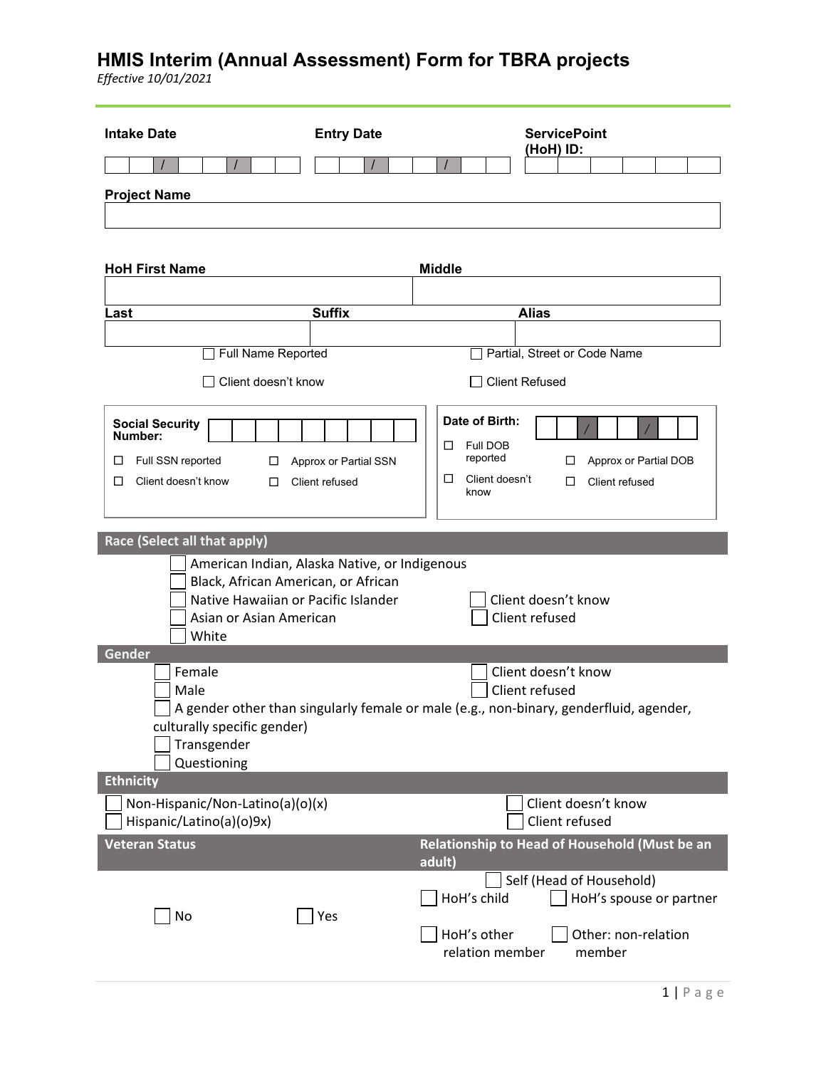# HMIS Interim (Annual Assessment) Form for TBRA projects

*Effective 10/01/2021*

**Intake Date** ___ / ___ / ___

**Entry Date** ___ / ___ / ___

**ServicePoint (HoH) ID:** ______

**Project Name** ______

**HoH First Name** ______ **Middle** ______

**Last** ______ **Suffix** ______ **Alias** ______

☐ Full Name Reported ☐ Partial, Street or Code Name

☐ Client doesn't know ☐ Client Refused

**Social Security Number:** ______

☐ Full SSN reported ☐ Approx or Partial SSN

☐ Client doesn't know ☐ Client refused

**Date of Birth:** ___ / ___ / ___

☐ Full DOB reported ☐ Approx or Partial DOB

☐ Client doesn't know ☐ Client refused

## Race (Select all that apply)

☐ American Indian, Alaska Native, or Indigenous
☐ Black, African American, or African
☐ Native Hawaiian or Pacific Islander
☐ Asian or Asian American
☐ White

☐ Client doesn't know
☐ Client refused

## Gender

☐ Female
☐ Male
☐ A gender other than singularly female or male (e.g., non-binary, genderfluid, agender, culturally specific gender)
☐ Transgender
☐ Questioning

☐ Client doesn't know
☐ Client refused

## Ethnicity

☐ Non-Hispanic/Non-Latino(a)(o)(x)
☐ Hispanic/Latino(a)(o)9x)

☐ Client doesn't know
☐ Client refused

## Veteran Status

☐ No ☐ Yes

## Relationship to Head of Household (Must be an adult)

☐ Self (Head of Household)
☐ HoH's child ☐ HoH's spouse or partner
☐ HoH's other relation member ☐ Other: non-relation member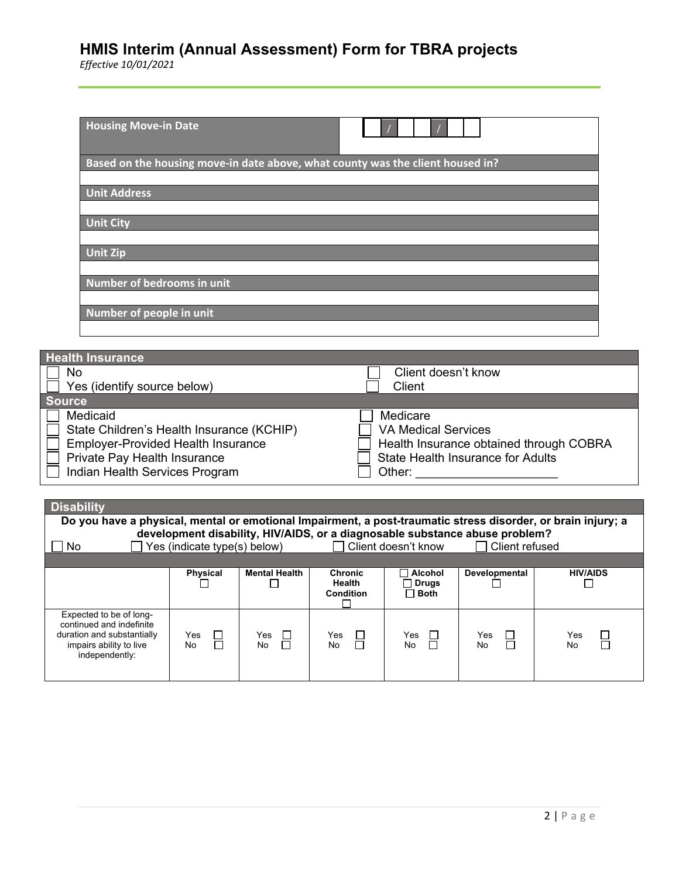# HMIS Interim (Annual Assessment) Form for TBRA projects

*Effective 10/01/2021*

| Housing Move-in Date | ☐☐ / ☐☐ / ☐☐ |
|---|---|

| Based on the housing move-in date above, what county was the client housed in? |
|---|
| |
| **Unit Address** |
| |
| **Unit City** |
| |
| **Unit Zip** |
| |
| **Number of bedrooms in unit** |
| |
| **Number of people in unit** |
| |

## Health Insurance

☐ No
☐ Yes (identify source below)
☐ Client doesn't know
☐ Client

### Source

☐ Medicaid
☐ State Children's Health Insurance (KCHIP)
☐ Employer-Provided Health Insurance
☐ Private Pay Health Insurance
☐ Indian Health Services Program
☐ Medicare
☐ VA Medical Services
☐ Health Insurance obtained through COBRA
☐ State Health Insurance for Adults
☐ Other: ____________________

## Disability

**Do you have a physical, mental or emotional Impairment, a post-traumatic stress disorder, or brain injury; a development disability, HIV/AIDS, or a diagnosable substance abuse problem?**

☐ No ☐ Yes (indicate type(s) below) ☐ Client doesn't know ☐ Client refused

| | Physical ☐ | Mental Health ☐ | Chronic Health Condition ☐ | ☐ Alcohol ☐ Drugs ☐ Both | Developmental ☐ | HIV/AIDS ☐ |
|---|---|---|---|---|---|---|
| Expected to be of long-continued and indefinite duration and substantially impairs ability to live independently: | Yes ☐ No ☐ | Yes ☐ No ☐ | Yes ☐ No ☐ | Yes ☐ No ☐ | Yes ☐ No ☐ | Yes ☐ No ☐ |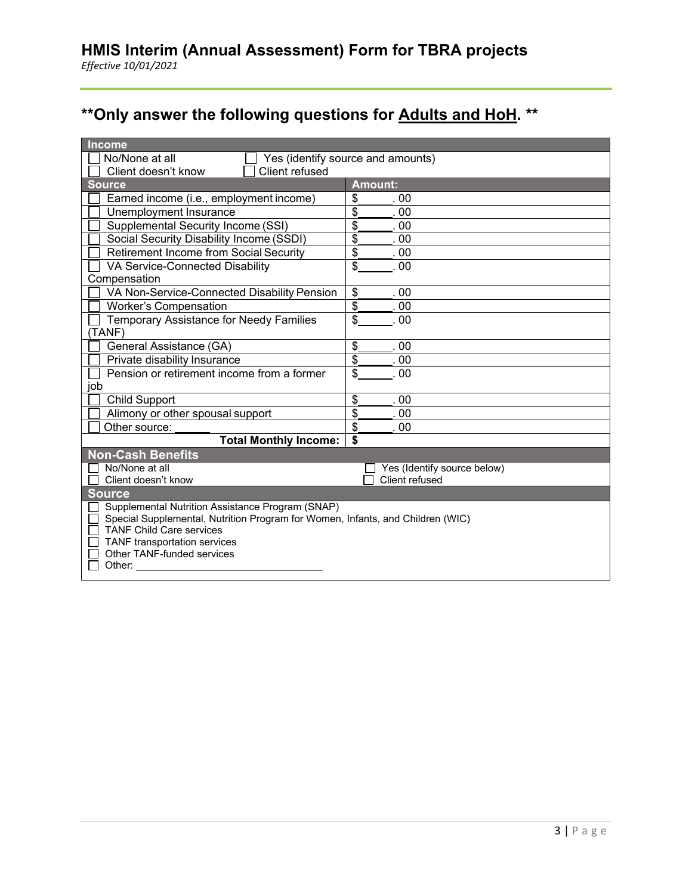## HMIS Interim (Annual Assessment) Form for TBRA projects

*Effective 10/01/2021*

# **Only answer the following questions for Adults and HoH. **

| Income | |
|---|---|
| ☐ No/None at all ☐ Client doesn't know | ☐ Yes (identify source and amounts) ☐ Client refused |
| **Source** | **Amount:** |
| ☐ Earned income (i.e., employment income) | $______. 00 |
| ☐ Unemployment Insurance | $______. 00 |
| ☐ Supplemental Security Income (SSI) | $______. 00 |
| ☐ Social Security Disability Income (SSDI) | $______. 00 |
| ☐ Retirement Income from Social Security | $______. 00 |
| ☐ VA Service-Connected Disability Compensation | $______. 00 |
| ☐ VA Non-Service-Connected Disability Pension | $______. 00 |
| ☐ Worker's Compensation | $______. 00 |
| ☐ Temporary Assistance for Needy Families (TANF) | $______. 00 |
| ☐ General Assistance (GA) | $______. 00 |
| ☐ Private disability Insurance | $______. 00 |
| ☐ Pension or retirement income from a former job | $______. 00 |
| ☐ Child Support | $______. 00 |
| ☐ Alimony or other spousal support | $______. 00 |
| ☐ Other source: ______ | $______. 00 |
| **Total Monthly Income:** | **$** |

| Non-Cash Benefits | |
|---|---|
| ☐ No/None at all ☐ Client doesn't know | ☐ Yes (Identify source below) ☐ Client refused |
| **Source** | |
| ☐ Supplemental Nutrition Assistance Program (SNAP)<br>☐ Special Supplemental, Nutrition Program for Women, Infants, and Children (WIC)<br>☐ TANF Child Care services<br>☐ TANF transportation services<br>☐ Other TANF-funded services<br>☐ Other: ________________________________ | |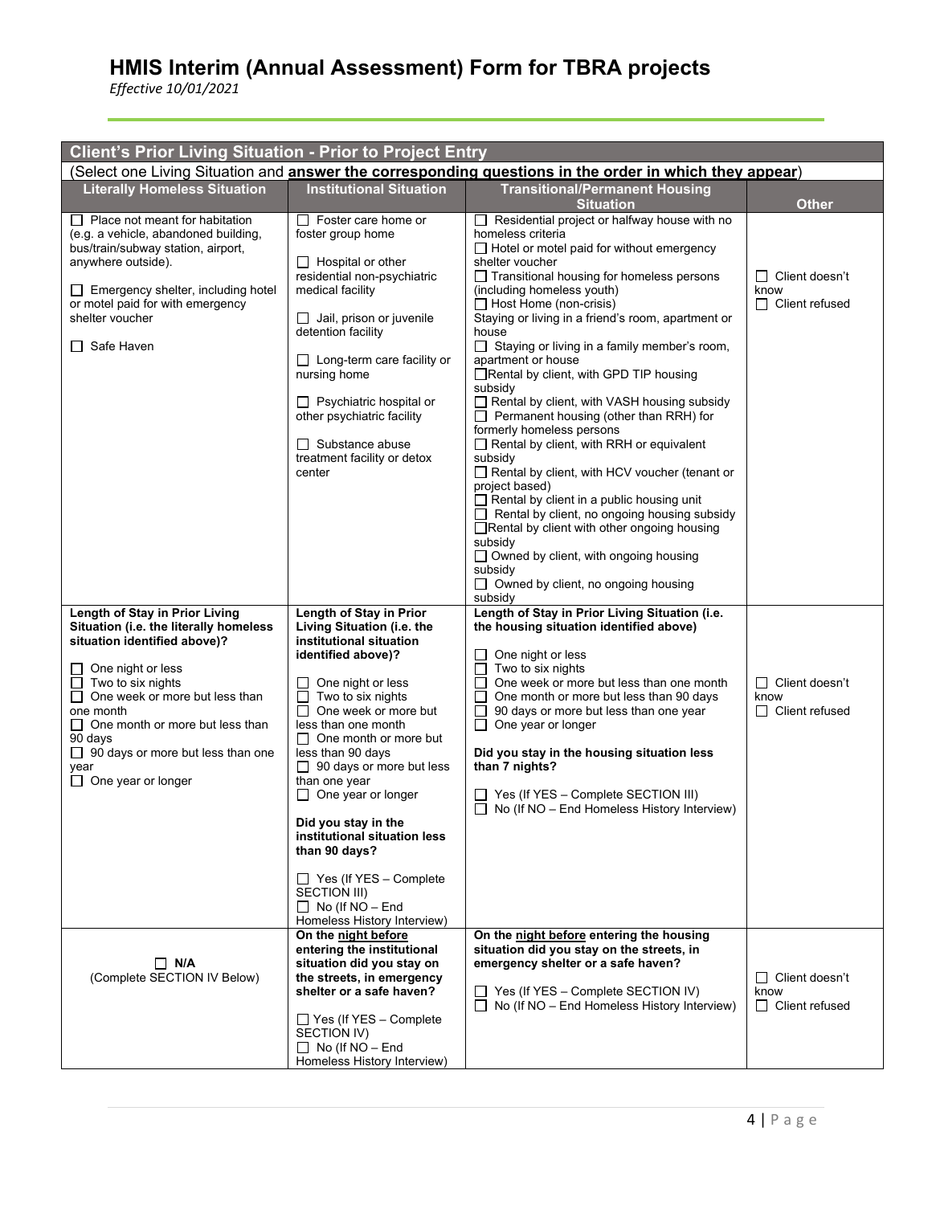# HMIS Interim (Annual Assessment) Form for TBRA projects

*Effective 10/01/2021*

| Client's Prior Living Situation - Prior to Project Entry | | | |
|---|---|---|---|
| (Select one Living Situation and **answer the corresponding questions in the order in which they appear**) | | | |
| **Literally Homeless Situation** | **Institutional Situation** | **Transitional/Permanent Housing Situation** | **Other** |
| ☐ Place not meant for habitation (e.g. a vehicle, abandoned building, bus/train/subway station, airport, anywhere outside).<br><br>☐ Emergency shelter, including hotel or motel paid for with emergency shelter voucher<br><br>☐ Safe Haven | ☐ Foster care home or foster group home<br><br>☐ Hospital or other residential non-psychiatric medical facility<br><br>☐ Jail, prison or juvenile detention facility<br><br>☐ Long-term care facility or nursing home<br><br>☐ Psychiatric hospital or other psychiatric facility<br><br>☐ Substance abuse treatment facility or detox center | ☐ Residential project or halfway house with no homeless criteria<br>☐ Hotel or motel paid for without emergency shelter voucher<br>☐ Transitional housing for homeless persons (including homeless youth)<br>☐ Host Home (non-crisis)<br>Staying or living in a friend's room, apartment or house<br>☐ Staying or living in a family member's room, apartment or house<br>☐ Rental by client, with GPD TIP housing subsidy<br>☐ Rental by client, with VASH housing subsidy<br>☐ Permanent housing (other than RRH) for formerly homeless persons<br>☐ Rental by client, with RRH or equivalent subsidy<br>☐ Rental by client, with HCV voucher (tenant or project based)<br>☐ Rental by client in a public housing unit<br>☐ Rental by client, no ongoing housing subsidy<br>☐ Rental by client with other ongoing housing subsidy<br>☐ Owned by client, with ongoing housing subsidy<br>☐ Owned by client, no ongoing housing subsidy | ☐ Client doesn't know<br>☐ Client refused |
| **Length of Stay in Prior Living Situation (i.e. the literally homeless situation identified above)?**<br><br>☐ One night or less<br>☐ Two to six nights<br>☐ One week or more but less than one month<br>☐ One month or more but less than 90 days<br>☐ 90 days or more but less than one year<br>☐ One year or longer | **Length of Stay in Prior Living Situation (i.e. the institutional situation identified above)?**<br><br>☐ One night or less<br>☐ Two to six nights<br>☐ One week or more but less than one month<br>☐ One month or more but less than 90 days<br>☐ 90 days or more but less than one year<br>☐ One year or longer<br><br>**Did you stay in the institutional situation less than 90 days?**<br><br>☐ Yes (If YES – Complete SECTION III)<br>☐ No (If NO – End Homeless History Interview) | **Length of Stay in Prior Living Situation (i.e. the housing situation identified above)**<br><br>☐ One night or less<br>☐ Two to six nights<br>☐ One week or more but less than one month<br>☐ One month or more but less than 90 days<br>☐ 90 days or more but less than one year<br>☐ One year or longer<br><br>**Did you stay in the housing situation less than 7 nights?**<br><br>☐ Yes (If YES – Complete SECTION III)<br>☐ No (If NO – End Homeless History Interview) | ☐ Client doesn't know<br>☐ Client refused |
| ☐ **N/A**<br>(Complete SECTION IV Below) | **On the <u>night before</u> entering the institutional situation did you stay on the streets, in emergency shelter or a safe haven?**<br><br>☐ Yes (If YES – Complete SECTION IV)<br>☐ No (If NO – End Homeless History Interview) | **On the <u>night before</u> entering the housing situation did you stay on the streets, in emergency shelter or a safe haven?**<br><br>☐ Yes (If YES – Complete SECTION IV)<br>☐ No (If NO – End Homeless History Interview) | ☐ Client doesn't know<br>☐ Client refused |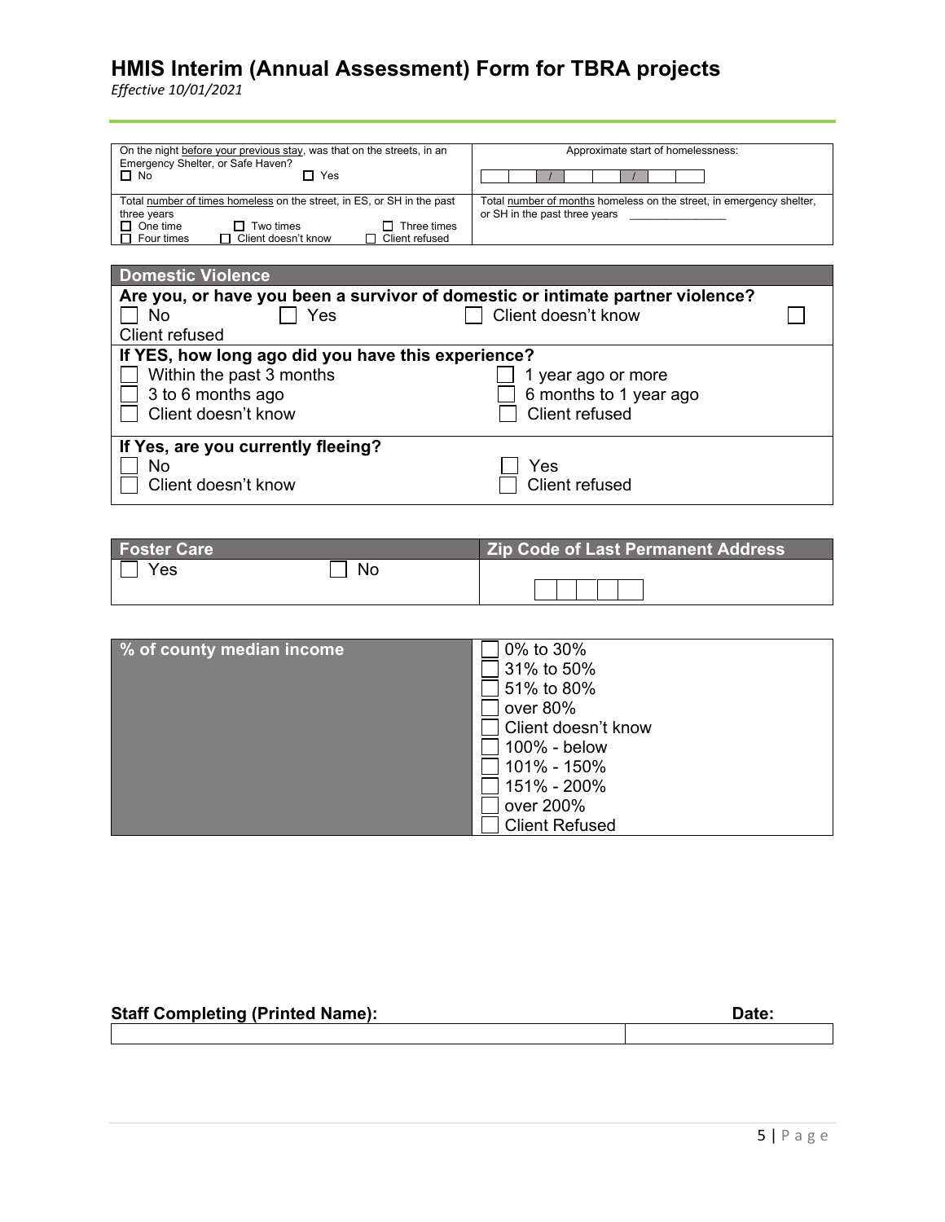# HMIS Interim (Annual Assessment) Form for TBRA projects

*Effective 10/01/2021*

| | |
|---|---|
| On the night before your previous stay, was that on the streets, in an Emergency Shelter, or Safe Haven?<br>☐ No ☐ Yes | Approximate start of homelessness:<br>\_\_ \_\_ / \_\_ \_\_ / \_\_ \_\_ \_\_ \_\_ |
| Total number of times homeless on the street, in ES, or SH in the past three years<br>☐ One time ☐ Two times ☐ Three times<br>☐ Four times ☐ Client doesn't know ☐ Client refused | Total number of months homeless on the street, in emergency shelter, or SH in the past three years \_\_\_\_\_\_\_\_\_\_\_\_\_\_\_ |

## Domestic Violence

**Are you, or have you been a survivor of domestic or intimate partner violence?**

☐ No ☐ Yes ☐ Client doesn't know ☐ Client refused

**If YES, how long ago did you have this experience?**

☐ Within the past 3 months ☐ 1 year ago or more
☐ 3 to 6 months ago ☐ 6 months to 1 year ago
☐ Client doesn't know ☐ Client refused

**If Yes, are you currently fleeing?**

☐ No ☐ Yes
☐ Client doesn't know ☐ Client refused

| Foster Care | Zip Code of Last Permanent Address |
|---|---|
| ☐ Yes ☐ No | \_\_ \_\_ \_\_ \_\_ \_\_ |

| % of county median income | |
|---|---|
| | ☐ 0% to 30%<br>☐ 31% to 50%<br>☐ 51% to 80%<br>☐ over 80%<br>☐ Client doesn't know<br>☐ 100% - below<br>☐ 101% - 150%<br>☐ 151% - 200%<br>☐ over 200%<br>☐ Client Refused |

| Staff Completing (Printed Name): | Date: |
|---|---|
| | |